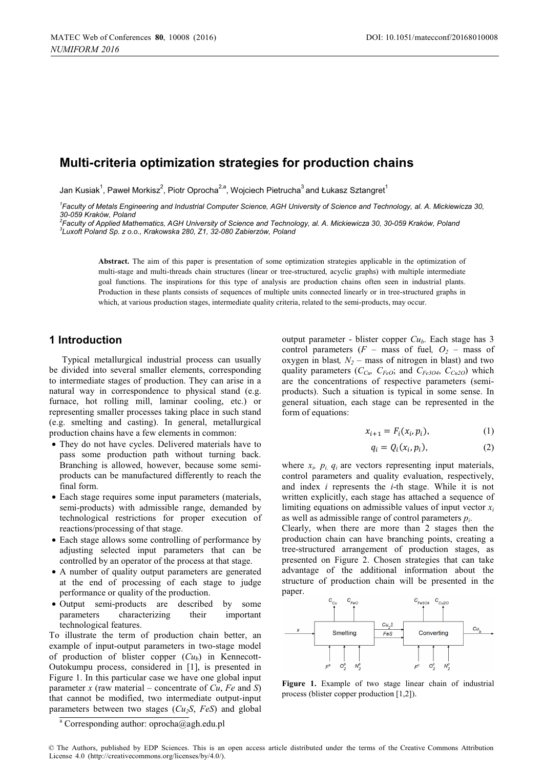# Multi-criteria optimization strategies for production chains

Jan Kusiak[1], Paweł Morkisz[2], Piotr Oprocha[2,a], Wojciech Pietrucha[3] and Łukasz Sztangret[1]

[1]Faculty of Metals Engineering and Industrial Computer Science, AGH University of Science and Technology, al. A. Mickiewicza 30, 30-059 Kraków, Poland
[2]Faculty of Applied Mathematics, AGH University of Science and Technology, al. A. Mickiewicza 30, 30-059 Kraków, Poland
[3]Luxoft Poland Sp. z o.o., Krakowska 280, Z1, 32-080 Zabierzów, Poland

**Abstract.** The aim of this paper is presentation of some optimization strategies applicable in the optimization of multi-stage and multi-threads chain structures (linear or tree-structured, acyclic graphs) with multiple intermediate goal functions. The inspirations for this type of analysis are production chains often seen in industrial plants. Production in these plants consists of sequences of multiple units connected linearly or in tree-structured graphs in which, at various production stages, intermediate quality criteria, related to the semi-products, may occur.

## 1 Introduction

Typical metallurgical industrial process can usually be divided into several smaller elements, corresponding to intermediate stages of production. They can arise in a natural way in correspondence to physical stand (e.g. furnace, hot rolling mill, laminar cooling, etc.) or representing smaller processes taking place in such stand (e.g. smelting and casting). In general, metallurgical production chains have a few elements in common:

- They do not have cycles. Delivered materials have to pass some production path without turning back. Branching is allowed, however, because some semi-products can be manufactured differently to reach the final form.
- Each stage requires some input parameters (materials, semi-products) with admissible range, demanded by technological restrictions for proper execution of reactions/processing of that stage.
- Each stage allows some controlling of performance by adjusting selected input parameters that can be controlled by an operator of the process at that stage.
- A number of quality output parameters are generated at the end of processing of each stage to judge performance or quality of the production.
- Output semi-products are described by some parameters characterizing their important technological features.

To illustrate the term of production chain better, an example of input-output parameters in two-stage model of production of blister copper ($Cu_b$) in Kennecott-Outokumpu process, considered in [1], is presented in Figure 1. In this particular case we have one global input parameter $x$ (raw material – concentrate of $Cu$, $Fe$ and $S$) that cannot be modified, two intermediate output-input parameters between two stages ($Cu_2S$, $FeS$) and global output parameter - blister copper $Cu_b$. Each stage has 3 control parameters ($F$ – mass of fuel, $O_2$ – mass of oxygen in blast, $N_2$ – mass of nitrogen in blast) and two quality parameters ($C_{Cu}$, $C_{FeO}$; and $C_{Fe3O4}$, $C_{Cu2O}$) which are the concentrations of respective parameters (semi-products). Such a situation is typical in some sense. In general situation, each stage can be represented in the form of equations:

$$x_{i+1} = F_i(x_i, p_i), \tag{1}$$

$$q_i = Q_i(x_i, p_i), \tag{2}$$

where $x_i$, $p_i$, $q_i$ are vectors representing input materials, control parameters and quality evaluation, respectively, and index $i$ represents the $i$-th stage. While it is not written explicitly, each stage has attached a sequence of limiting equations on admissible values of input vector $x_i$ as well as admissible range of control parameters $p_i$.

Clearly, when there are more than 2 stages then the production chain can have branching points, creating a tree-structured arrangement of production stages, as presented on Figure 2. Chosen strategies that can take advantage of the additional information about the structure of production chain will be presented in the paper.

Figure 1. Example of two stage linear chain of industrial process (blister copper production [1,2]).

[a] Corresponding author: oprocha@agh.edu.pl

© The Authors, published by EDP Sciences. This is an open access article distributed under the terms of the Creative Commons Attribution License 4.0 (http://creativecommons.org/licenses/by/4.0/).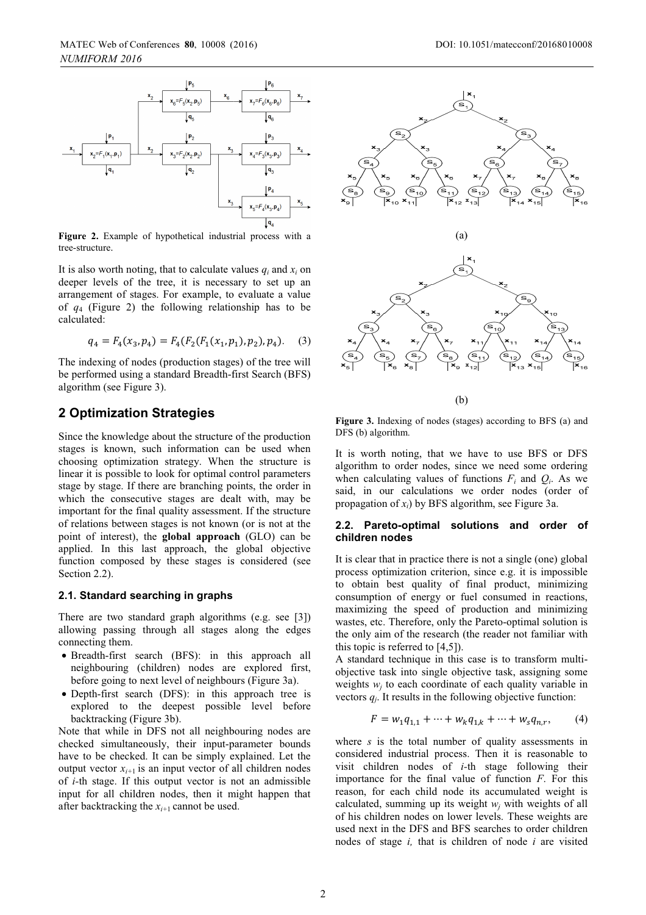Figure 2. Example of hypothetical industrial process with a tree-structure.

It is also worth noting, that to calculate values $q_i$ and $x_i$ on deeper levels of the tree, it is necessary to set up an arrangement of stages. For example, to evaluate a value of $q_4$ (Figure 2) the following relationship has to be calculated:

$$q_4 = F_4(x_3, p_4) = F_4(F_2(F_1(x_1, p_1), p_2), p_4). \quad (3)$$

The indexing of nodes (production stages) of the tree will be performed using a standard Breadth-first Search (BFS) algorithm (see Figure 3).

## 2 Optimization Strategies

Since the knowledge about the structure of the production stages is known, such information can be used when choosing optimization strategy. When the structure is linear it is possible to look for optimal control parameters stage by stage. If there are branching points, the order in which the consecutive stages are dealt with, may be important for the final quality assessment. If the structure of relations between stages is not known (or is not at the point of interest), the **global approach** (GLO) can be applied. In this last approach, the global objective function composed by these stages is considered (see Section 2.2).

### 2.1. Standard searching in graphs

There are two standard graph algorithms (e.g. see [3]) allowing passing through all stages along the edges connecting them.

- Breadth-first search (BFS): in this approach all neighbouring (children) nodes are explored first, before going to next level of neighbours (Figure 3a).
- Depth-first search (DFS): in this approach tree is explored to the deepest possible level before backtracking (Figure 3b).

Note that while in DFS not all neighbouring nodes are checked simultaneously, their input-parameter bounds have to be checked. It can be simply explained. Let the output vector $x_{i+1}$ is an input vector of all children nodes of $i$-th stage. If this output vector is not an admissible input for all children nodes, then it might happen that after backtracking the $x_{i+1}$ cannot be used.

(a)

(b)

Figure 3. Indexing of nodes (stages) according to BFS (a) and DFS (b) algorithm.

It is worth noting, that we have to use BFS or DFS algorithm to order nodes, since we need some ordering when calculating values of functions $F_i$ and $Q_i$. As we said, in our calculations we order nodes (order of propagation of $x_i$) by BFS algorithm, see Figure 3a.

### 2.2. Pareto-optimal solutions and order of children nodes

It is clear that in practice there is not a single (one) global process optimization criterion, since e.g. it is impossible to obtain best quality of final product, minimizing consumption of energy or fuel consumed in reactions, maximizing the speed of production and minimizing wastes, etc. Therefore, only the Pareto-optimal solution is the only aim of the research (the reader not familiar with this topic is referred to [4,5]).

A standard technique in this case is to transform multi-objective task into single objective task, assigning some weights $w_j$ to each coordinate of each quality variable in vectors $q_j$. It results in the following objective function:

$$F = w_1 q_{1,1} + \cdots + w_k q_{1,k} + \cdots + w_s q_{n,r}, \quad (4)$$

where $s$ is the total number of quality assessments in considered industrial process. Then it is reasonable to visit children nodes of $i$-th stage following their importance for the final value of function $F$. For this reason, for each child node its accumulated weight is calculated, summing up its weight $w_j$ with weights of all of his children nodes on lower levels. These weights are used next in the DFS and BFS searches to order children nodes of stage $i$, that is children of node $i$ are visited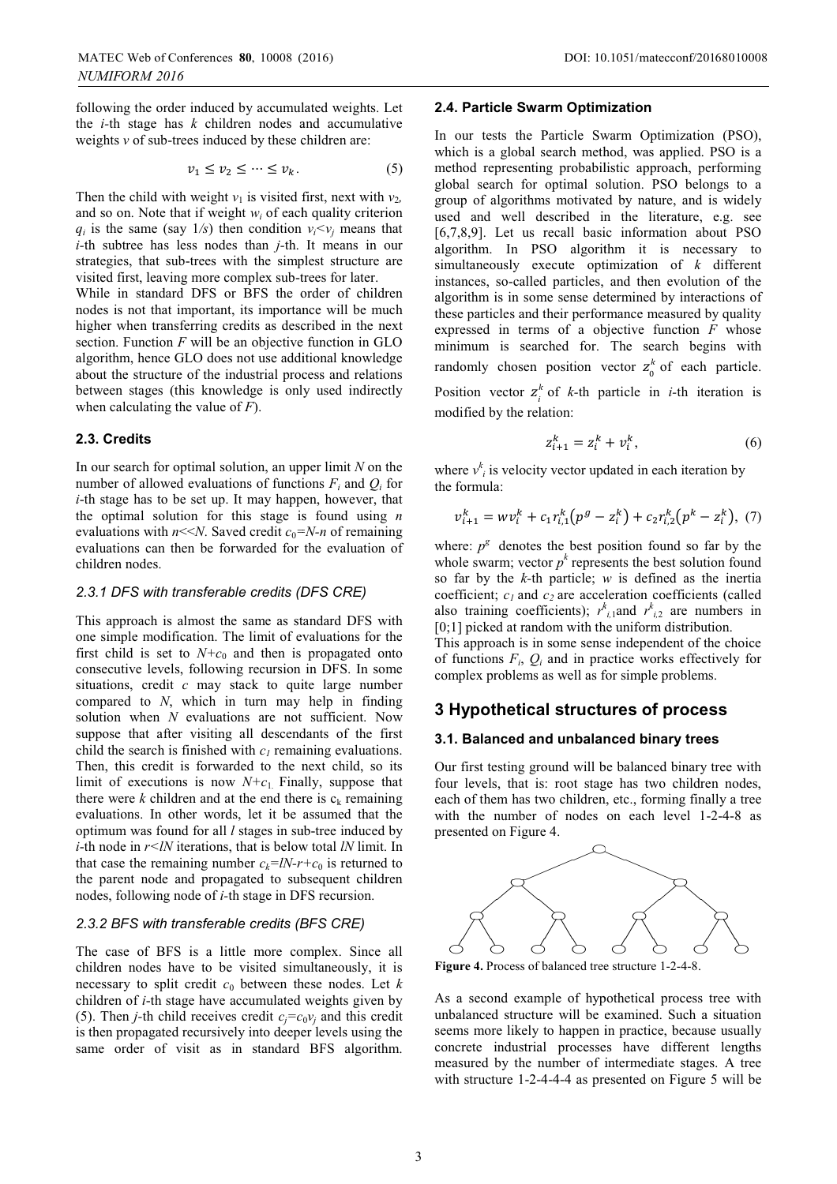following the order induced by accumulated weights. Let the $i$-th stage has $k$ children nodes and accumulative weights $v$ of sub-trees induced by these children are:

$$v_1 \le v_2 \le \cdots \le v_k. \quad (5)$$

Then the child with weight $v_1$ is visited first, next with $v_2$, and so on. Note that if weight $w_i$ of each quality criterion $q_i$ is the same (say $1/s$) then condition $v_i < v_j$ means that $i$-th subtree has less nodes than $j$-th. It means in our strategies, that sub-trees with the simplest structure are visited first, leaving more complex sub-trees for later.

While in standard DFS or BFS the order of children nodes is not that important, its importance will be much higher when transferring credits as described in the next section. Function $F$ will be an objective function in GLO algorithm, hence GLO does not use additional knowledge about the structure of the industrial process and relations between stages (this knowledge is only used indirectly when calculating the value of $F$).

### 2.3. Credits

In our search for optimal solution, an upper limit $N$ on the number of allowed evaluations of functions $F_i$ and $Q_i$ for $i$-th stage has to be set up. It may happen, however, that the optimal solution for this stage is found using $n$ evaluations with $n \ll N$. Saved credit $c_0 = N - n$ of remaining evaluations can then be forwarded for the evaluation of children nodes.

#### *2.3.1 DFS with transferable credits (DFS CRE)*

This approach is almost the same as standard DFS with one simple modification. The limit of evaluations for the first child is set to $N + c_0$ and then is propagated onto consecutive levels, following recursion in DFS. In some situations, credit $c$ may stack to quite large number compared to $N$, which in turn may help in finding solution when $N$ evaluations are not sufficient. Now suppose that after visiting all descendants of the first child the search is finished with $c_1$ remaining evaluations. Then, this credit is forwarded to the next child, so its limit of executions is now $N + c_1$. Finally, suppose that there were $k$ children and at the end there is $c_k$ remaining evaluations. In other words, let it be assumed that the optimum was found for all $l$ stages in sub-tree induced by $i$-th node in $r < lN$ iterations, that is below total $lN$ limit. In that case the remaining number $c_k = lN - r + c_0$ is returned to the parent node and propagated to subsequent children nodes, following node of $i$-th stage in DFS recursion.

#### *2.3.2 BFS with transferable credits (BFS CRE)*

The case of BFS is a little more complex. Since all children nodes have to be visited simultaneously, it is necessary to split credit $c_0$ between these nodes. Let $k$ children of $i$-th stage have accumulated weights given by (5). Then $j$-th child receives credit $c_j = c_0 v_j$ and this credit is then propagated recursively into deeper levels using the same order of visit as in standard BFS algorithm.

### 2.4. Particle Swarm Optimization

In our tests the Particle Swarm Optimization (PSO), which is a global search method, was applied. PSO is a method representing probabilistic approach, performing global search for optimal solution. PSO belongs to a group of algorithms motivated by nature, and is widely used and well described in the literature, e.g. see [6,7,8,9]. Let us recall basic information about PSO algorithm. In PSO algorithm it is necessary to simultaneously execute optimization of $k$ different instances, so-called particles, and then evolution of the algorithm is in some sense determined by interactions of these particles and their performance measured by quality expressed in terms of a objective function $F$ whose minimum is searched for. The search begins with randomly chosen position vector $z_0^k$ of each particle. Position vector $z_i^k$ of $k$-th particle in $i$-th iteration is modified by the relation:

$$z_{i+1}^k = z_i^k + v_i^k, \quad (6)$$

where $v_i^k$ is velocity vector updated in each iteration by the formula:

$$v_{i+1}^k = w v_i^k + c_1 r_{i,1}^k \left(p^g - z_i^k\right) + c_2 r_{i,2}^k \left(p^k - z_i^k\right), \quad (7)$$

where: $p^g$ denotes the best position found so far by the whole swarm; vector $p^k$ represents the best solution found so far by the $k$-th particle; $w$ is defined as the inertia coefficient; $c_1$ and $c_2$ are acceleration coefficients (called also training coefficients); $r_{i,1}^k$ and $r_{i,2}^k$ are numbers in [0;1] picked at random with the uniform distribution.

This approach is in some sense independent of the choice of functions $F_i$, $Q_i$ and in practice works effectively for complex problems as well as for simple problems.

## 3 Hypothetical structures of process

### 3.1. Balanced and unbalanced binary trees

Our first testing ground will be balanced binary tree with four levels, that is: root stage has two children nodes, each of them has two children, etc., forming finally a tree with the number of nodes on each level 1-2-4-8 as presented on Figure 4.

**Figure 4.** Process of balanced tree structure 1-2-4-8.

As a second example of hypothetical process tree with unbalanced structure will be examined. Such a situation seems more likely to happen in practice, because usually concrete industrial processes have different lengths measured by the number of intermediate stages. A tree with structure 1-2-4-4-4 as presented on Figure 5 will be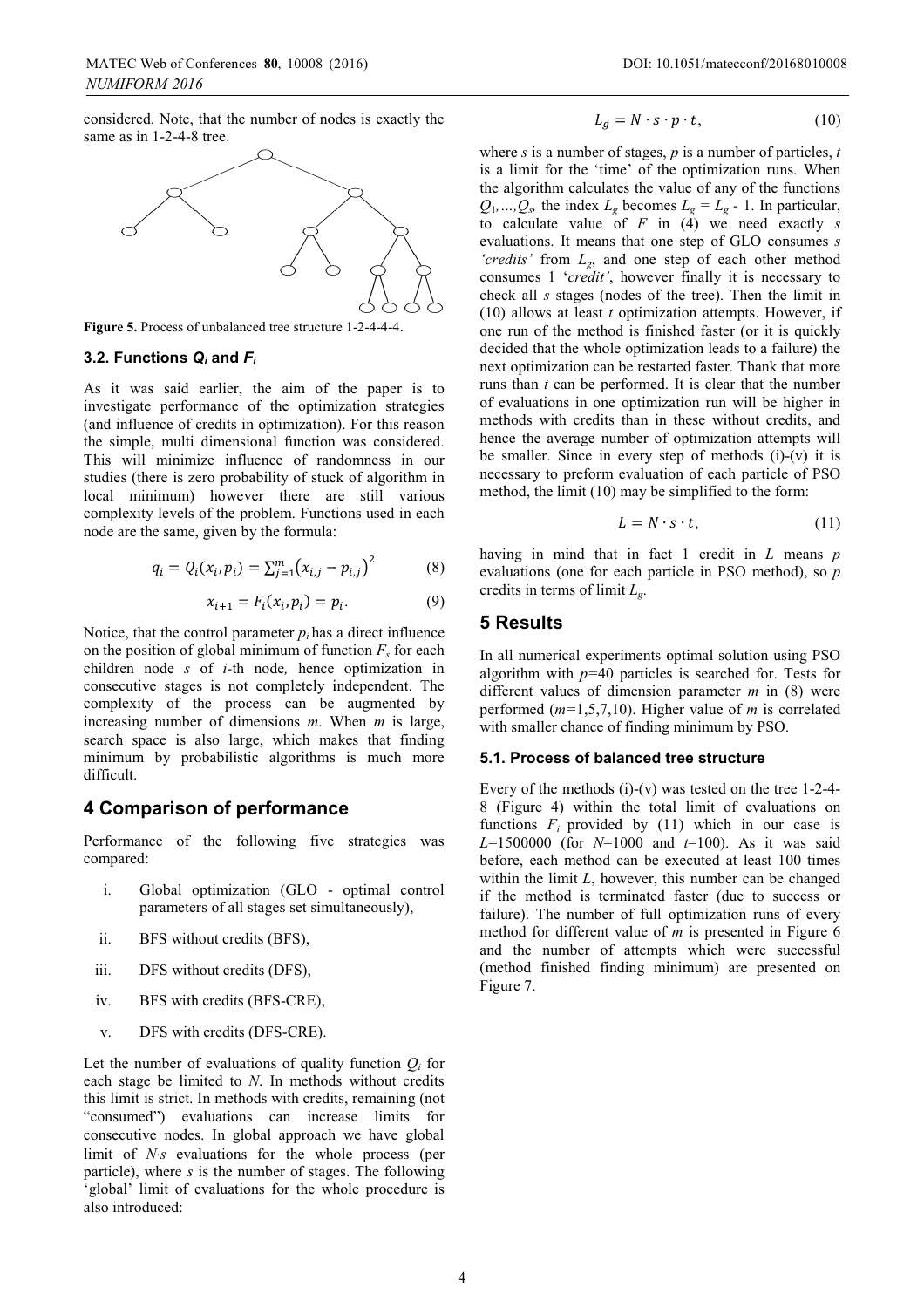considered. Note, that the number of nodes is exactly the same as in 1-2-4-8 tree.

**Figure 5.** Process of unbalanced tree structure 1-2-4-4-4.

### 3.2. Functions $Q_i$ and $F_i$

As it was said earlier, the aim of the paper is to investigate performance of the optimization strategies (and influence of credits in optimization). For this reason the simple, multi dimensional function was considered. This will minimize influence of randomness in our studies (there is zero probability of stuck of algorithm in local minimum) however there are still various complexity levels of the problem. Functions used in each node are the same, given by the formula:

$$q_i = Q_i(x_i, p_i) = \sum_{j=1}^{m} \left(x_{i,j} - p_{i,j}\right)^2 \tag{8}$$

$$x_{i+1} = F_i(x_i, p_i) = p_i. \tag{9}$$

Notice, that the control parameter $p_i$ has a direct influence on the position of global minimum of function $F_s$ for each children node $s$ of $i$-th node, hence optimization in consecutive stages is not completely independent. The complexity of the process can be augmented by increasing number of dimensions $m$. When $m$ is large, search space is also large, which makes that finding minimum by probabilistic algorithms is much more difficult.

## 4 Comparison of performance

Performance of the following five strategies was compared:

i. Global optimization (GLO - optimal control parameters of all stages set simultaneously),

ii. BFS without credits (BFS),

iii. DFS without credits (DFS),

iv. BFS with credits (BFS-CRE),

v. DFS with credits (DFS-CRE).

Let the number of evaluations of quality function $Q_i$ for each stage be limited to $N$. In methods without credits this limit is strict. In methods with credits, remaining (not "consumed") evaluations can increase limits for consecutive nodes. In global approach we have global limit of $N{\cdot}s$ evaluations for the whole process (per particle), where $s$ is the number of stages. The following 'global' limit of evaluations for the whole procedure is also introduced:

$$L_g = N \cdot s \cdot p \cdot t, \tag{10}$$

where $s$ is a number of stages, $p$ is a number of particles, $t$ is a limit for the 'time' of the optimization runs. When the algorithm calculates the value of any of the functions $Q_1,\ldots,Q_s$, the index $L_g$ becomes $L_g = L_g$ - 1. In particular, to calculate value of $F$ in (4) we need exactly $s$ evaluations. It means that one step of GLO consumes $s$ *'credits'* from $L_g$, and one step of each other method consumes 1 '*credit'*, however finally it is necessary to check all $s$ stages (nodes of the tree). Then the limit in (10) allows at least $t$ optimization attempts. However, if one run of the method is finished faster (or it is quickly decided that the whole optimization leads to a failure) the next optimization can be restarted faster. Thank that more runs than $t$ can be performed. It is clear that the number of evaluations in one optimization run will be higher in methods with credits than in these without credits, and hence the average number of optimization attempts will be smaller. Since in every step of methods (i)-(v) it is necessary to preform evaluation of each particle of PSO method, the limit (10) may be simplified to the form:

$$L = N \cdot s \cdot t, \tag{11}$$

having in mind that in fact 1 credit in $L$ means $p$ evaluations (one for each particle in PSO method), so $p$ credits in terms of limit $L_g$.

## 5 Results

In all numerical experiments optimal solution using PSO algorithm with $p$=40 particles is searched for. Tests for different values of dimension parameter $m$ in (8) were performed ($m$=1,5,7,10). Higher value of $m$ is correlated with smaller chance of finding minimum by PSO.

### 5.1. Process of balanced tree structure

Every of the methods (i)-(v) was tested on the tree 1-2-4-8 (Figure 4) within the total limit of evaluations on functions $F_i$ provided by (11) which in our case is $L$=1500000 (for $N$=1000 and $t$=100). As it was said before, each method can be executed at least 100 times within the limit $L$, however, this number can be changed if the method is terminated faster (due to success or failure). The number of full optimization runs of every method for different value of $m$ is presented in Figure 6 and the number of attempts which were successful (method finished finding minimum) are presented on Figure 7.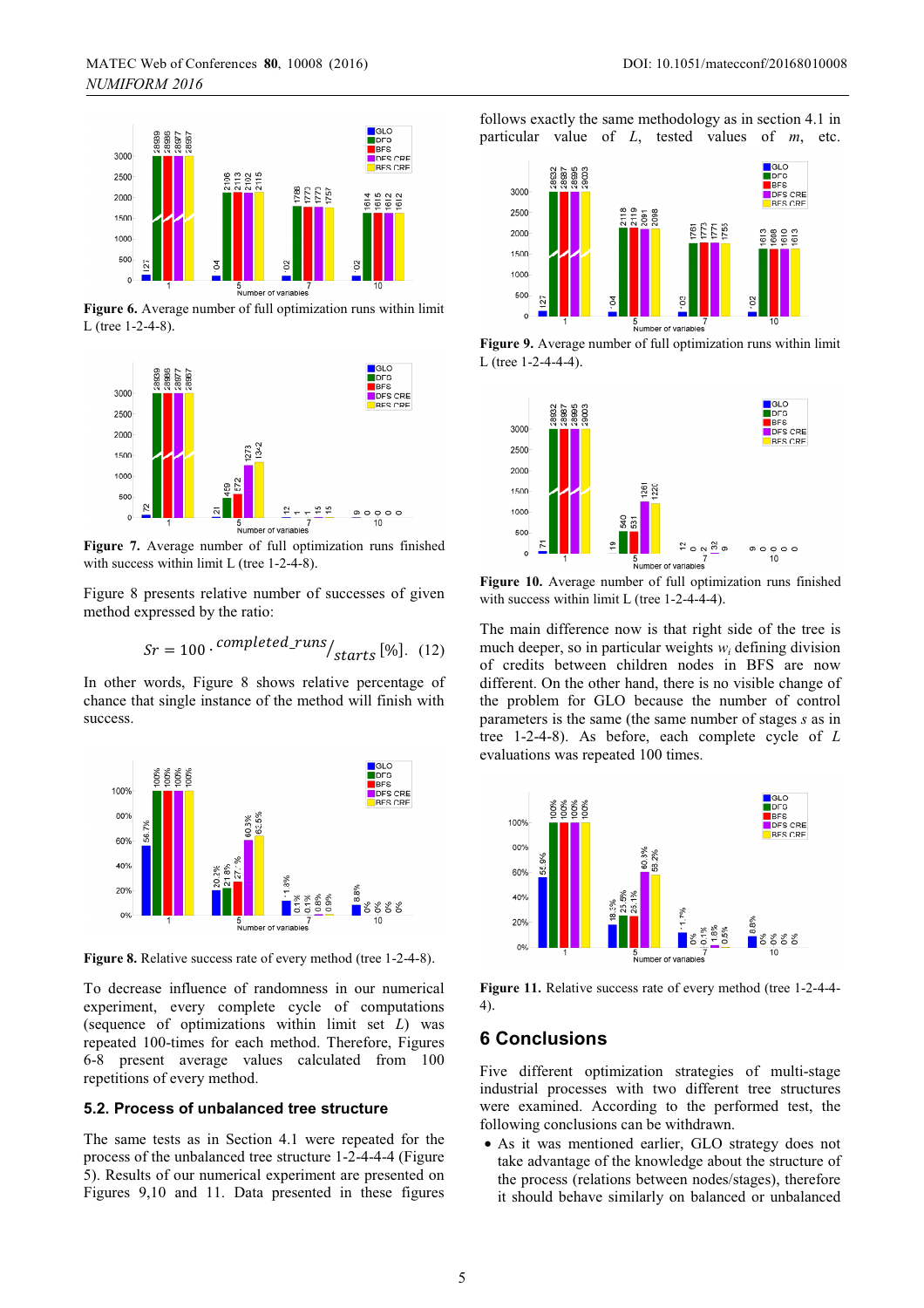Figure 6. Average number of full optimization runs within limit L (tree 1-2-4-8).

Figure 7. Average number of full optimization runs finished with success within limit L (tree 1-2-4-8).

Figure 8 presents relative number of successes of given method expressed by the ratio:

$$Sr = 100 \cdot {}^{completed\_runs}/_{starts} \, [\%]. \quad (12)$$

In other words, Figure 8 shows relative percentage of chance that single instance of the method will finish with success.

**Figure 8.** Relative success rate of every method (tree 1-2-4-8).

To decrease influence of randomness in our numerical experiment, every complete cycle of computations (sequence of optimizations within limit set *L*) was repeated 100-times for each method. Therefore, Figures 6-8 present average values calculated from 100 repetitions of every method.

### 5.2. Process of unbalanced tree structure

The same tests as in Section 4.1 were repeated for the process of the unbalanced tree structure 1-2-4-4-4 (Figure 5). Results of our numerical experiment are presented on Figures 9,10 and 11. Data presented in these figures follows exactly the same methodology as in section 4.1 in particular value of *L*, tested values of *m*, etc.

**Figure 9.** Average number of full optimization runs within limit L (tree 1-2-4-4-4).

**Figure 10.** Average number of full optimization runs finished with success within limit L (tree 1-2-4-4-4).

The main difference now is that right side of the tree is much deeper, so in particular weights $w_i$ defining division of credits between children nodes in BFS are now different. On the other hand, there is no visible change of the problem for GLO because the number of control parameters is the same (the same number of stages *s* as in tree 1-2-4-8). As before, each complete cycle of *L* evaluations was repeated 100 times.

**Figure 11.** Relative success rate of every method (tree 1-2-4-4-4).

## 6 Conclusions

Five different optimization strategies of multi-stage industrial processes with two different tree structures were examined. According to the performed test, the following conclusions can be withdrawn.

- As it was mentioned earlier, GLO strategy does not take advantage of the knowledge about the structure of the process (relations between nodes/stages), therefore it should behave similarly on balanced or unbalanced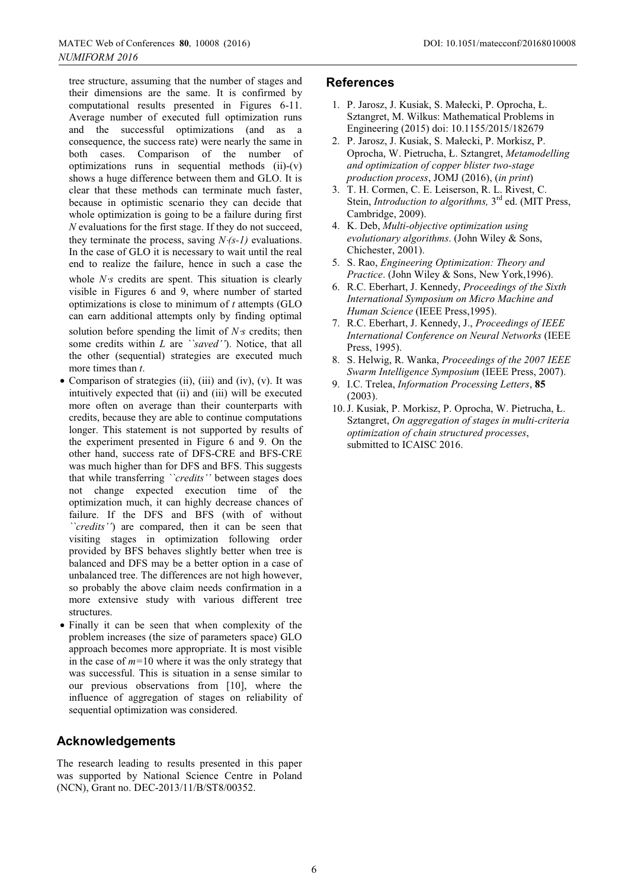tree structure, assuming that the number of stages and their dimensions are the same. It is confirmed by computational results presented in Figures 6-11. Average number of executed full optimization runs and the successful optimizations (and as a consequence, the success rate) were nearly the same in both cases. Comparison of the number of optimizations runs in sequential methods (ii)-(v) shows a huge difference between them and GLO. It is clear that these methods can terminate much faster, because in optimistic scenario they can decide that whole optimization is going to be a failure during first $N$ evaluations for the first stage. If they do not succeed, they terminate the process, saving $N{\cdot}(s-1)$ evaluations. In the case of GLO it is necessary to wait until the real end to realize the failure, hence in such a case the whole $N{\cdot}s$ credits are spent. This situation is clearly visible in Figures 6 and 9, where number of started optimizations is close to minimum of $t$ attempts (GLO can earn additional attempts only by finding optimal solution before spending the limit of $N{\cdot}s$ credits; then some credits within $L$ are *``saved''*). Notice, that all the other (sequential) strategies are executed much more times than $t$.

- Comparison of strategies (ii), (iii) and (iv), (v). It was intuitively expected that (ii) and (iii) will be executed more often on average than their counterparts with credits, because they are able to continue computations longer. This statement is not supported by results of the experiment presented in Figure 6 and 9. On the other hand, success rate of DFS-CRE and BFS-CRE was much higher than for DFS and BFS. This suggests that while transferring *``credits''* between stages does not change expected execution time of the optimization much, it can highly decrease chances of failure. If the DFS and BFS (with of without *``credits''*) are compared, then it can be seen that visiting stages in optimization following order provided by BFS behaves slightly better when tree is balanced and DFS may be a better option in a case of unbalanced tree. The differences are not high however, so probably the above claim needs confirmation in a more extensive study with various different tree structures.
- Finally it can be seen that when complexity of the problem increases (the size of parameters space) GLO approach becomes more appropriate. It is most visible in the case of $m=10$ where it was the only strategy that was successful. This is situation in a sense similar to our previous observations from [10], where the influence of aggregation of stages on reliability of sequential optimization was considered.

## Acknowledgements

The research leading to results presented in this paper was supported by National Science Centre in Poland (NCN), Grant no. DEC-2013/11/B/ST8/00352.

## References

1. P. Jarosz, J. Kusiak, S. Małecki, P. Oprocha, Ł. Sztangret, M. Wilkus: Mathematical Problems in Engineering (2015) doi: 10.1155/2015/182679
2. P. Jarosz, J. Kusiak, S. Małecki, P. Morkisz, P. Oprocha, W. Pietrucha, Ł. Sztangret, *Metamodelling and optimization of copper blister two-stage production process*, JOMJ (2016), (*in print*)
3. T. H. Cormen, C. E. Leiserson, R. L. Rivest, C. Stein, *Introduction to algorithms,* 3rd ed. (MIT Press, Cambridge, 2009).
4. K. Deb, *Multi-objective optimization using evolutionary algorithms*. (John Wiley & Sons, Chichester, 2001).
5. S. Rao, *Engineering Optimization: Theory and Practice*. (John Wiley & Sons, New York,1996).
6. R.C. Eberhart, J. Kennedy, *Proceedings of the Sixth International Symposium on Micro Machine and Human Science* (IEEE Press,1995).
7. R.C. Eberhart, J. Kennedy, J., *Proceedings of IEEE International Conference on Neural Networks* (IEEE Press, 1995).
8. S. Helwig, R. Wanka, *Proceedings of the 2007 IEEE Swarm Intelligence Symposium* (IEEE Press, 2007).
9. I.C. Trelea, *Information Processing Letters*, **85** (2003).
10. J. Kusiak, P. Morkisz, P. Oprocha, W. Pietrucha, Ł. Sztangret, *On aggregation of stages in multi-criteria optimization of chain structured processes*, submitted to ICAISC 2016.